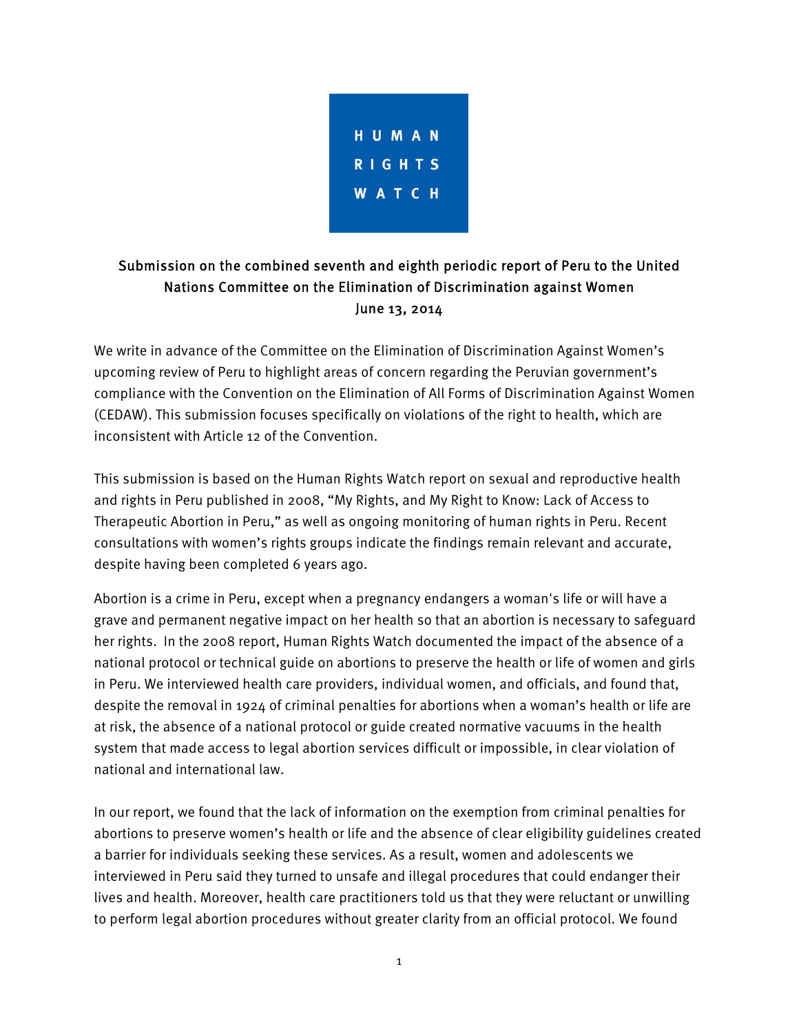HUMAN RIGHTS WATCH

**Submission on the combined seventh and eighth periodic report of Peru to the United Nations Committee on the Elimination of Discrimination against Women**
**June 13, 2014**

We write in advance of the Committee on the Elimination of Discrimination Against Women's upcoming review of Peru to highlight areas of concern regarding the Peruvian government's compliance with the Convention on the Elimination of All Forms of Discrimination Against Women (CEDAW). This submission focuses specifically on violations of the right to health, which are inconsistent with Article 12 of the Convention.

This submission is based on the Human Rights Watch report on sexual and reproductive health and rights in Peru published in 2008, "My Rights, and My Right to Know: Lack of Access to Therapeutic Abortion in Peru," as well as ongoing monitoring of human rights in Peru. Recent consultations with women's rights groups indicate the findings remain relevant and accurate, despite having been completed 6 years ago.

Abortion is a crime in Peru, except when a pregnancy endangers a woman's life or will have a grave and permanent negative impact on her health so that an abortion is necessary to safeguard her rights. In the 2008 report, Human Rights Watch documented the impact of the absence of a national protocol or technical guide on abortions to preserve the health or life of women and girls in Peru. We interviewed health care providers, individual women, and officials, and found that, despite the removal in 1924 of criminal penalties for abortions when a woman's health or life are at risk, the absence of a national protocol or guide created normative vacuums in the health system that made access to legal abortion services difficult or impossible, in clear violation of national and international law.

In our report, we found that the lack of information on the exemption from criminal penalties for abortions to preserve women's health or life and the absence of clear eligibility guidelines created a barrier for individuals seeking these services. As a result, women and adolescents we interviewed in Peru said they turned to unsafe and illegal procedures that could endanger their lives and health. Moreover, health care practitioners told us that they were reluctant or unwilling to perform legal abortion procedures without greater clarity from an official protocol. We found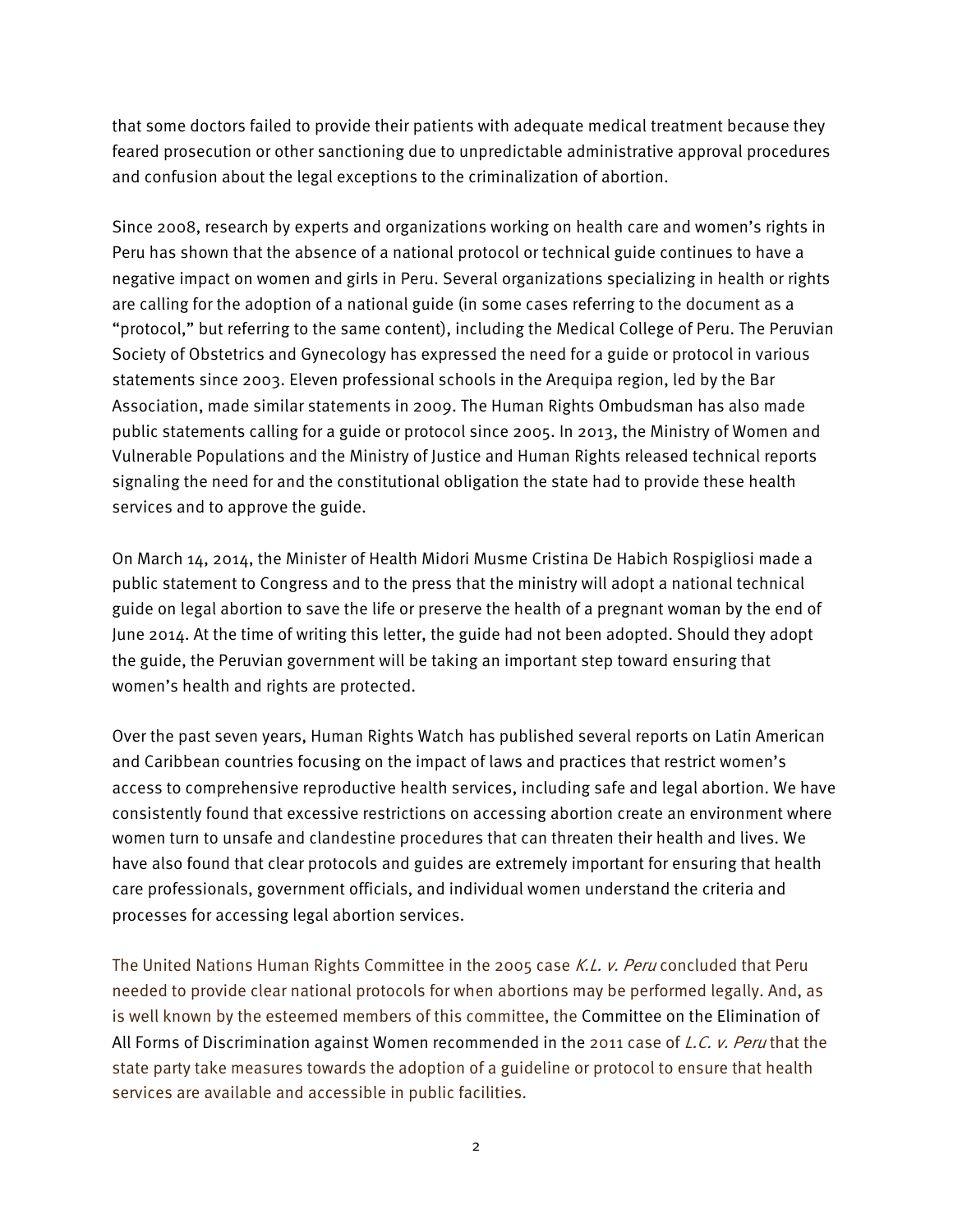that some doctors failed to provide their patients with adequate medical treatment because they feared prosecution or other sanctioning due to unpredictable administrative approval procedures and confusion about the legal exceptions to the criminalization of abortion.

Since 2008, research by experts and organizations working on health care and women's rights in Peru has shown that the absence of a national protocol or technical guide continues to have a negative impact on women and girls in Peru. Several organizations specializing in health or rights are calling for the adoption of a national guide (in some cases referring to the document as a "protocol," but referring to the same content), including the Medical College of Peru. The Peruvian Society of Obstetrics and Gynecology has expressed the need for a guide or protocol in various statements since 2003. Eleven professional schools in the Arequipa region, led by the Bar Association, made similar statements in 2009. The Human Rights Ombudsman has also made public statements calling for a guide or protocol since 2005. In 2013, the Ministry of Women and Vulnerable Populations and the Ministry of Justice and Human Rights released technical reports signaling the need for and the constitutional obligation the state had to provide these health services and to approve the guide.

On March 14, 2014, the Minister of Health Midori Musme Cristina De Habich Rospigliosi made a public statement to Congress and to the press that the ministry will adopt a national technical guide on legal abortion to save the life or preserve the health of a pregnant woman by the end of June 2014. At the time of writing this letter, the guide had not been adopted. Should they adopt the guide, the Peruvian government will be taking an important step toward ensuring that women's health and rights are protected.

Over the past seven years, Human Rights Watch has published several reports on Latin American and Caribbean countries focusing on the impact of laws and practices that restrict women's access to comprehensive reproductive health services, including safe and legal abortion. We have consistently found that excessive restrictions on accessing abortion create an environment where women turn to unsafe and clandestine procedures that can threaten their health and lives. We have also found that clear protocols and guides are extremely important for ensuring that health care professionals, government officials, and individual women understand the criteria and processes for accessing legal abortion services.

The United Nations Human Rights Committee in the 2005 case *K.L. v. Peru* concluded that Peru needed to provide clear national protocols for when abortions may be performed legally. And, as is well known by the esteemed members of this committee, the Committee on the Elimination of All Forms of Discrimination against Women recommended in the 2011 case of *L.C. v. Peru* that the state party take measures towards the adoption of a guideline or protocol to ensure that health services are available and accessible in public facilities.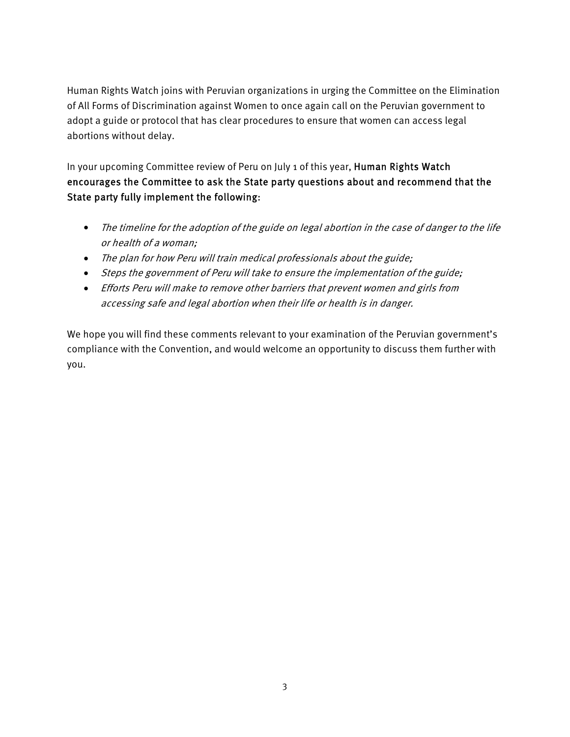Human Rights Watch joins with Peruvian organizations in urging the Committee on the Elimination of All Forms of Discrimination against Women to once again call on the Peruvian government to adopt a guide or protocol that has clear procedures to ensure that women can access legal abortions without delay.

In your upcoming Committee review of Peru on July 1 of this year, **Human Rights Watch encourages the Committee to ask the State party questions about and recommend that the State party fully implement the following:**

- *The timeline for the adoption of the guide on legal abortion in the case of danger to the life or health of a woman;*
- *The plan for how Peru will train medical professionals about the guide;*
- *Steps the government of Peru will take to ensure the implementation of the guide;*
- *Efforts Peru will make to remove other barriers that prevent women and girls from accessing safe and legal abortion when their life or health is in danger.*

We hope you will find these comments relevant to your examination of the Peruvian government's compliance with the Convention, and would welcome an opportunity to discuss them further with you.